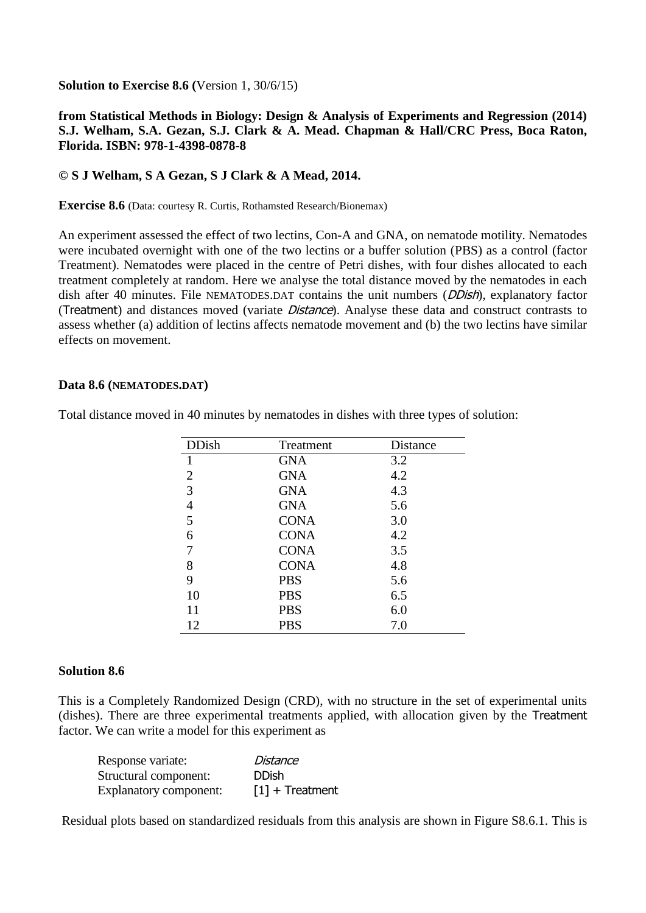**Solution to Exercise 8.6 (**Version 1, 30/6/15)

**from Statistical Methods in Biology: Design & Analysis of Experiments and Regression (2014) S.J. Welham, S.A. Gezan, S.J. Clark & A. Mead. Chapman & Hall/CRC Press, Boca Raton, Florida. ISBN: 978-1-4398-0878-8**

**© S J Welham, S A Gezan, S J Clark & A Mead, 2014.**

**Exercise 8.6** (Data: courtesy R. Curtis, Rothamsted Research/Bionemax)

An experiment assessed the effect of two lectins, Con-A and GNA, on nematode motility. Nematodes were incubated overnight with one of the two lectins or a buffer solution (PBS) as a control (factor Treatment). Nematodes were placed in the centre of Petri dishes, with four dishes allocated to each treatment completely at random. Here we analyse the total distance moved by the nematodes in each dish after 40 minutes. File NEMATODES.DAT contains the unit numbers (*DDish*), explanatory factor (Treatment) and distances moved (variate *Distance*). Analyse these data and construct contrasts to assess whether (a) addition of lectins affects nematode movement and (b) the two lectins have similar effects on movement.

**Data 8.6 (NEMATODES.DAT)**

Total distance moved in 40 minutes by nematodes in dishes with three types of solution:

| DDish | Treatment | Distance |
|---|---|---|
| 1 | GNA | 3.2 |
| 2 | GNA | 4.2 |
| 3 | GNA | 4.3 |
| 4 | GNA | 5.6 |
| 5 | CONA | 3.0 |
| 6 | CONA | 4.2 |
| 7 | CONA | 3.5 |
| 8 | CONA | 4.8 |
| 9 | PBS | 5.6 |
| 10 | PBS | 6.5 |
| 11 | PBS | 6.0 |
| 12 | PBS | 7.0 |

**Solution 8.6**

This is a Completely Randomized Design (CRD), with no structure in the set of experimental units (dishes). There are three experimental treatments applied, with allocation given by the Treatment factor. We can write a model for this experiment as

| | |
|---|---|
| Response variate: | *Distance* |
| Structural component: | DDish |
| Explanatory component: | [1] + Treatment |

Residual plots based on standardized residuals from this analysis are shown in Figure S8.6.1. This is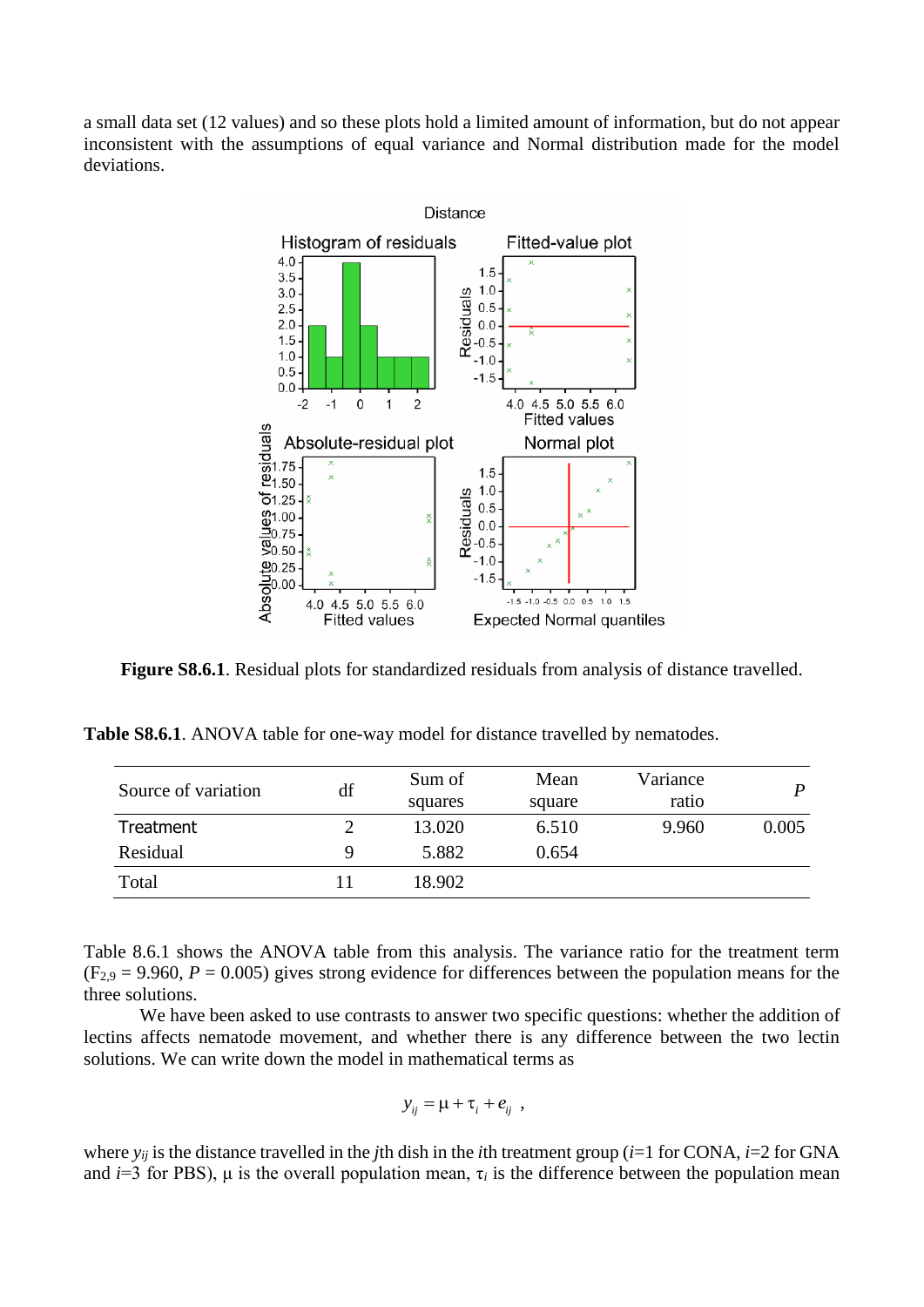a small data set (12 values) and so these plots hold a limited amount of information, but do not appear inconsistent with the assumptions of equal variance and Normal distribution made for the model deviations.

**Figure S8.6.1**. Residual plots for standardized residuals from analysis of distance travelled.

**Table S8.6.1**. ANOVA table for one-way model for distance travelled by nematodes.

| Source of variation | df | Sum of squares | Mean square | Variance ratio | $P$ |
|---|---|---|---|---|---|
| Treatment | 2 | 13.020 | 6.510 | 9.960 | 0.005 |
| Residual | 9 | 5.882 | 0.654 | | |
| Total | 11 | 18.902 | | | |

Table 8.6.1 shows the ANOVA table from this analysis. The variance ratio for the treatment term ($F_{2,9}$ = 9.960, $P$ = 0.005) gives strong evidence for differences between the population means for the three solutions.

We have been asked to use contrasts to answer two specific questions: whether the addition of lectins affects nematode movement, and whether there is any difference between the two lectin solutions. We can write down the model in mathematical terms as

$$y_{ij} = \mu + \tau_i + e_{ij} \ ,$$

where $y_{ij}$ is the distance travelled in the $j$th dish in the $i$th treatment group ($i$=1 for CONA, $i$=2 for GNA and $i$=3 for PBS), $\mu$ is the overall population mean, $\tau_i$ is the difference between the population mean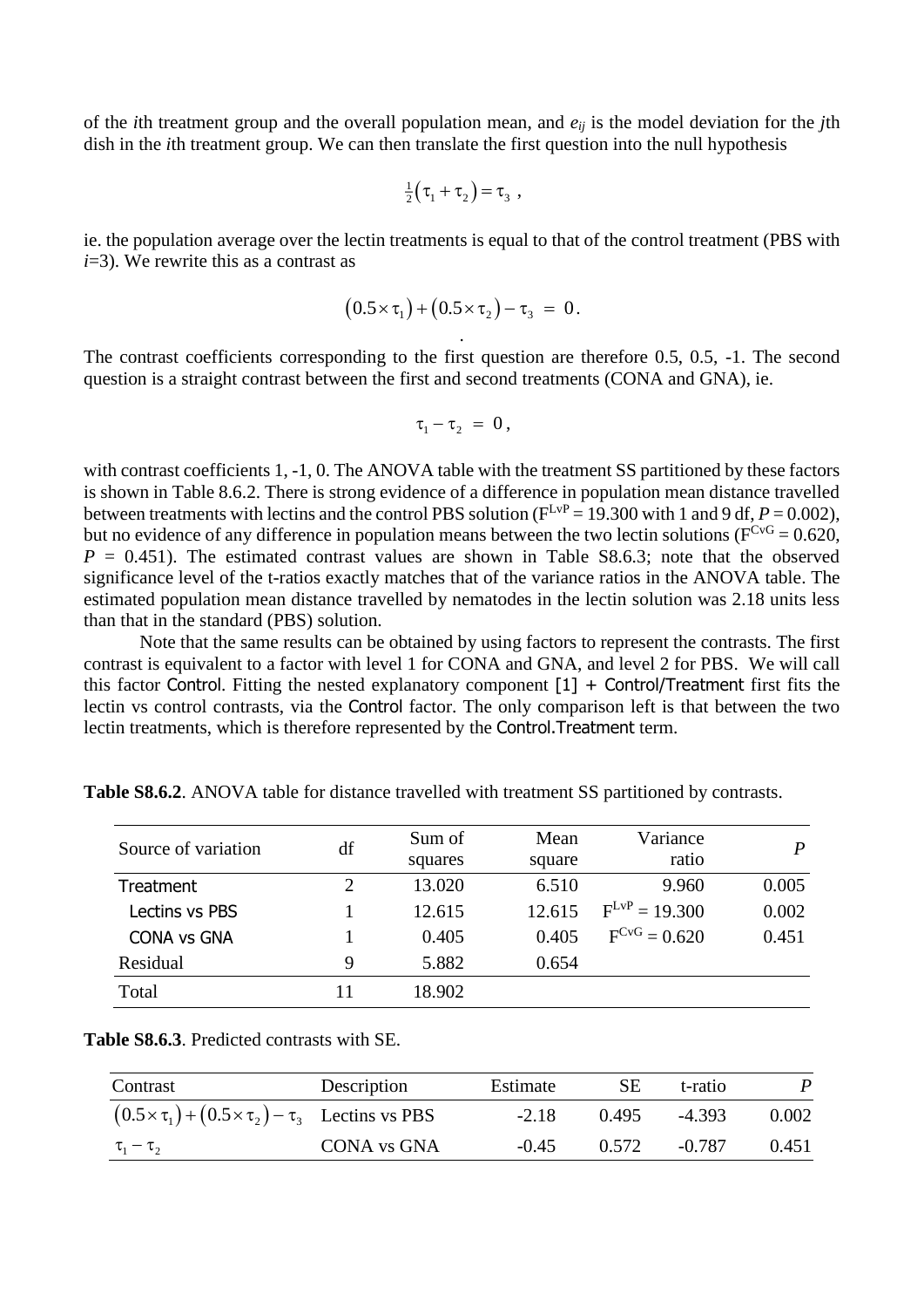of the *i*th treatment group and the overall population mean, and $e_{ij}$ is the model deviation for the *j*th dish in the *i*th treatment group. We can then translate the first question into the null hypothesis

$$\tfrac{1}{2}\left(\tau_1 + \tau_2\right) = \tau_3 \ ,$$

ie. the population average over the lectin treatments is equal to that of the control treatment (PBS with $i$=3). We rewrite this as a contrast as

$$\left(0.5 \times \tau_1\right) + \left(0.5 \times \tau_2\right) - \tau_3 \ = \ 0 \, .$$

The contrast coefficients corresponding to the first question are therefore 0.5, 0.5, -1. The second question is a straight contrast between the first and second treatments (CONA and GNA), ie.

$$\tau_1 - \tau_2 \ = \ 0 \, ,$$

with contrast coefficients 1, -1, 0. The ANOVA table with the treatment SS partitioned by these factors is shown in Table 8.6.2. There is strong evidence of a difference in population mean distance travelled between treatments with lectins and the control PBS solution ($F^{LvP}$ = 19.300 with 1 and 9 df, $P$ = 0.002), but no evidence of any difference in population means between the two lectin solutions ($F^{CvG}$ = 0.620, $P$ = 0.451). The estimated contrast values are shown in Table S8.6.3; note that the observed significance level of the t-ratios exactly matches that of the variance ratios in the ANOVA table. The estimated population mean distance travelled by nematodes in the lectin solution was 2.18 units less than that in the standard (PBS) solution.

Note that the same results can be obtained by using factors to represent the contrasts. The first contrast is equivalent to a factor with level 1 for CONA and GNA, and level 2 for PBS. We will call this factor Control. Fitting the nested explanatory component [1] + Control/Treatment first fits the lectin vs control contrasts, via the Control factor. The only comparison left is that between the two lectin treatments, which is therefore represented by the Control.Treatment term.

**Table S8.6.2**. ANOVA table for distance travelled with treatment SS partitioned by contrasts.

| Source of variation | df | Sum of squares | Mean square | Variance ratio | $P$ |
|---|---|---|---|---|---|
| Treatment | 2 | 13.020 | 6.510 | 9.960 | 0.005 |
| Lectins vs PBS | 1 | 12.615 | 12.615 | $F^{LvP}$ = 19.300 | 0.002 |
| CONA vs GNA | 1 | 0.405 | 0.405 | $F^{CvG}$ = 0.620 | 0.451 |
| Residual | 9 | 5.882 | 0.654 | | |
| Total | 11 | 18.902 | | | |

**Table S8.6.3**. Predicted contrasts with SE.

| Contrast | Description | Estimate | SE | t-ratio | $P$ |
|---|---|---|---|---|---|
| $\left(0.5 \times \tau_1\right) + \left(0.5 \times \tau_2\right) - \tau_3$ | Lectins vs PBS | -2.18 | 0.495 | -4.393 | 0.002 |
| $\tau_1 - \tau_2$ | CONA vs GNA | -0.45 | 0.572 | -0.787 | 0.451 |